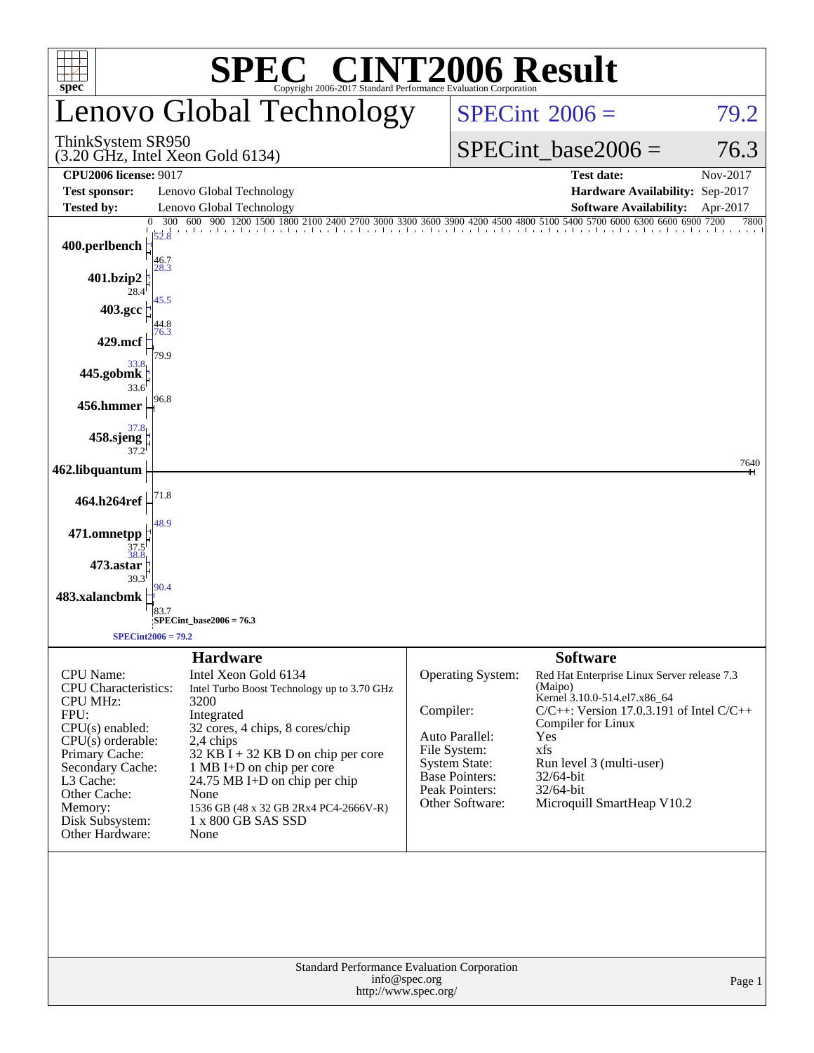# SPEC CINT2006 Result

Copyright 2006-2017 Standard Performance Evaluation Corporation

## Lenovo Global Technology

ThinkSystem SR950
(3.20 GHz, Intel Xeon Gold 6134)

SPECint 2006 = 79.2

SPECint_base2006 = 76.3

| | | | |
|---|---|---|---|
| **CPU2006 license:** 9017 | | **Test date:** | Nov-2017 |
| **Test sponsor:** | Lenovo Global Technology | **Hardware Availability:** | Sep-2017 |
| **Tested by:** | Lenovo Global Technology | **Software Availability:** | Apr-2017 |

| Benchmark | Peak | Base |
|---|---|---|
| 400.perlbench | 52.8 | 46.7 |
| 401.bzip2 | 28.3 | 28.4 |
| 403.gcc | 45.5 | 44.8 |
| 429.mcf | 76.3 | 79.9 |
| 445.gobmk | 33.8 | 33.6 |
| 456.hmmer | 96.8 | |
| 458.sjeng | 37.8 | 37.2 |
| 462.libquantum | 7640 | |
| 464.h264ref | 71.8 | |
| 471.omnetpp | 48.9 | 37.5 |
| 473.astar | 38.8 | 39.3 |
| 483.xalancbmk | 90.4 | 83.7 |

SPECint_base2006 = 76.3

SPECint2006 = 79.2

## Hardware

| | |
|---|---|
| CPU Name: | Intel Xeon Gold 6134 |
| CPU Characteristics: | Intel Turbo Boost Technology up to 3.70 GHz |
| CPU MHz: | 3200 |
| FPU: | Integrated |
| CPU(s) enabled: | 32 cores, 4 chips, 8 cores/chip |
| CPU(s) orderable: | 2,4 chips |
| Primary Cache: | 32 KB I + 32 KB D on chip per core |
| Secondary Cache: | 1 MB I+D on chip per core |
| L3 Cache: | 24.75 MB I+D on chip per chip |
| Other Cache: | None |
| Memory: | 1536 GB (48 x 32 GB 2Rx4 PC4-2666V-R) |
| Disk Subsystem: | 1 x 800 GB SAS SSD |
| Other Hardware: | None |

## Software

| | |
|---|---|
| Operating System: | Red Hat Enterprise Linux Server release 7.3 (Maipo) Kernel 3.10.0-514.el7.x86_64 |
| Compiler: | C/C++: Version 17.0.3.191 of Intel C/C++ Compiler for Linux |
| Auto Parallel: | Yes |
| File System: | xfs |
| System State: | Run level 3 (multi-user) |
| Base Pointers: | 32/64-bit |
| Peak Pointers: | 32/64-bit |
| Other Software: | Microquill SmartHeap V10.2 |

Standard Performance Evaluation Corporation
info@spec.org
http://www.spec.org/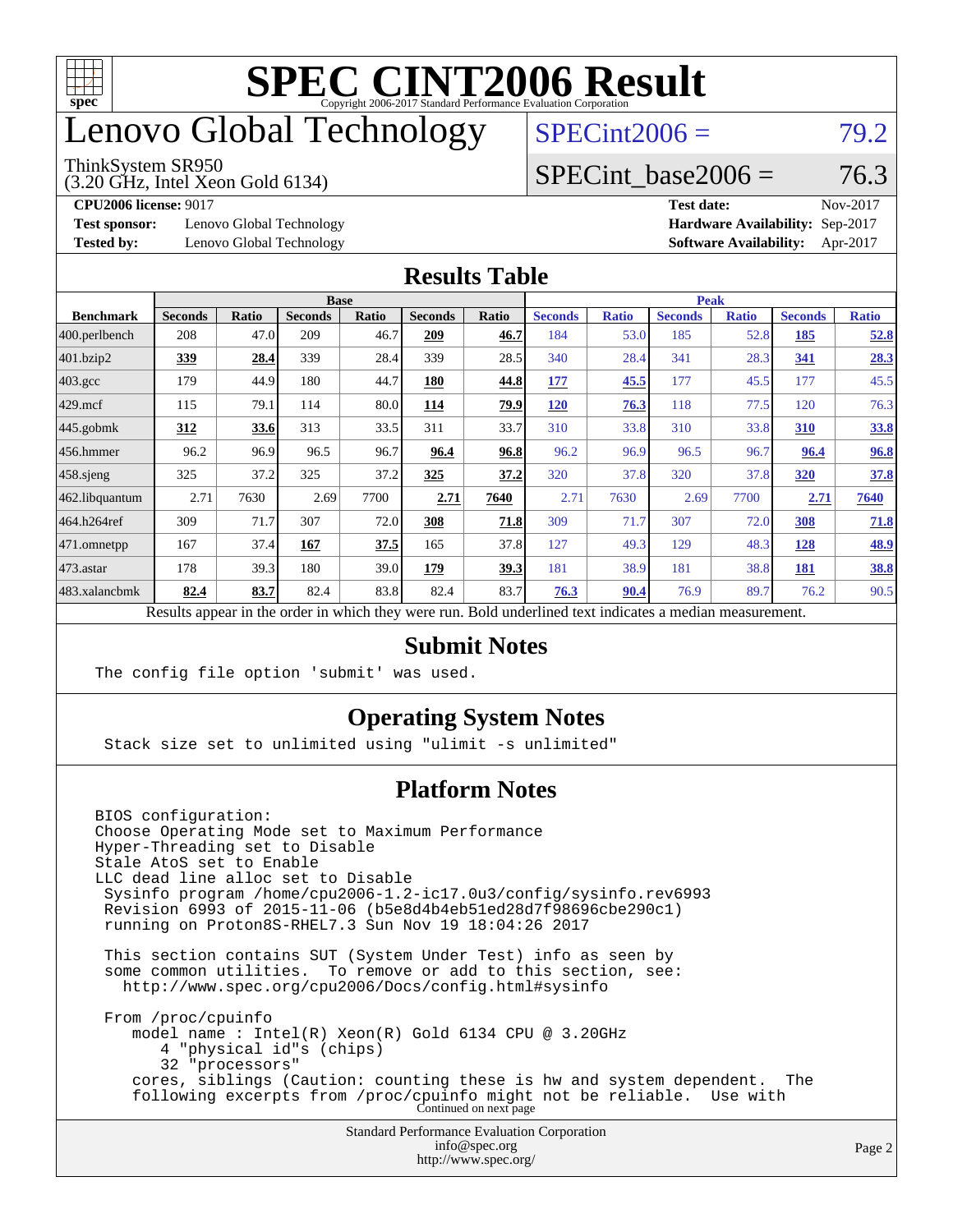# SPEC CINT2006 Result

Copyright 2006-2017 Standard Performance Evaluation Corporation

# Lenovo Global Technology

ThinkSystem SR950
(3.20 GHz, Intel Xeon Gold 6134)

SPECint2006 = 79.2

SPECint_base2006 = 76.3

**CPU2006 license:** 9017
**Test sponsor:** Lenovo Global Technology
**Tested by:** Lenovo Global Technology

**Test date:** Nov-2017
**Hardware Availability:** Sep-2017
**Software Availability:** Apr-2017

## Results Table

| | Base | | | | | | Peak | | | | | |
|---|---|---|---|---|---|---|---|---|---|---|---|---|
| **Benchmark** | **Seconds** | **Ratio** | **Seconds** | **Ratio** | **Seconds** | **Ratio** | **Seconds** | **Ratio** | **Seconds** | **Ratio** | **Seconds** | **Ratio** |
| 400.perlbench | 208 | 47.0 | 209 | 46.7 | **209** | **46.7** | 184 | 53.0 | 185 | 52.8 | **185** | **52.8** |
| 401.bzip2 | **339** | **28.4** | 339 | 28.4 | 339 | 28.5 | 340 | 28.4 | 341 | 28.3 | **341** | **28.3** |
| 403.gcc | 179 | 44.9 | 180 | 44.7 | **180** | **44.8** | **177** | **45.5** | 177 | 45.5 | 177 | 45.5 |
| 429.mcf | 115 | 79.1 | 114 | 80.0 | **114** | **79.9** | **120** | **76.3** | 118 | 77.5 | 120 | 76.3 |
| 445.gobmk | **312** | **33.6** | 313 | 33.5 | 311 | 33.7 | 310 | 33.8 | 310 | 33.8 | **310** | **33.8** |
| 456.hmmer | 96.2 | 96.9 | 96.5 | 96.7 | **96.4** | **96.8** | 96.2 | 96.9 | 96.5 | 96.7 | **96.4** | **96.8** |
| 458.sjeng | 325 | 37.2 | 325 | 37.2 | **325** | **37.2** | 320 | 37.8 | 320 | 37.8 | **320** | **37.8** |
| 462.libquantum | 2.71 | 7630 | 2.69 | 7700 | **2.71** | **7640** | 2.71 | 7630 | 2.69 | 7700 | **2.71** | **7640** |
| 464.h264ref | 309 | 71.7 | 307 | 72.0 | **308** | **71.8** | 309 | 71.7 | 307 | 72.0 | **308** | **71.8** |
| 471.omnetpp | 167 | 37.4 | **167** | **37.5** | 165 | 37.8 | 127 | 49.3 | 129 | 48.3 | **128** | **48.9** |
| 473.astar | 178 | 39.3 | 180 | 39.0 | **179** | **39.3** | 181 | 38.9 | 181 | 38.8 | **181** | **38.8** |
| 483.xalancbmk | **82.4** | **83.7** | 82.4 | 83.8 | 82.4 | 83.7 | **76.3** | **90.4** | 76.9 | 89.7 | 76.2 | 90.5 |

Results appear in the order in which they were run. Bold underlined text indicates a median measurement.

## Submit Notes

```
The config file option 'submit' was used.
```

## Operating System Notes

```
Stack size set to unlimited using "ulimit -s unlimited"
```

## Platform Notes

```
BIOS configuration:
Choose Operating Mode set to Maximum Performance
Hyper-Threading set to Disable
Stale AtoS set to Enable
LLC dead line alloc set to Disable
 Sysinfo program /home/cpu2006-1.2-ic17.0u3/config/sysinfo.rev6993
 Revision 6993 of 2015-11-06 (b5e8d4b4eb51ed28d7f98696cbe290c1)
 running on Proton8S-RHEL7.3 Sun Nov 19 18:04:26 2017

 This section contains SUT (System Under Test) info as seen by
 some common utilities.  To remove or add to this section, see:
   http://www.spec.org/cpu2006/Docs/config.html#sysinfo

 From /proc/cpuinfo
    model name : Intel(R) Xeon(R) Gold 6134 CPU @ 3.20GHz
       4 "physical id"s (chips)
       32 "processors"
    cores, siblings (Caution: counting these is hw and system dependent.  The
    following excerpts from /proc/cpuinfo might not be reliable.  Use with
```

Continued on next page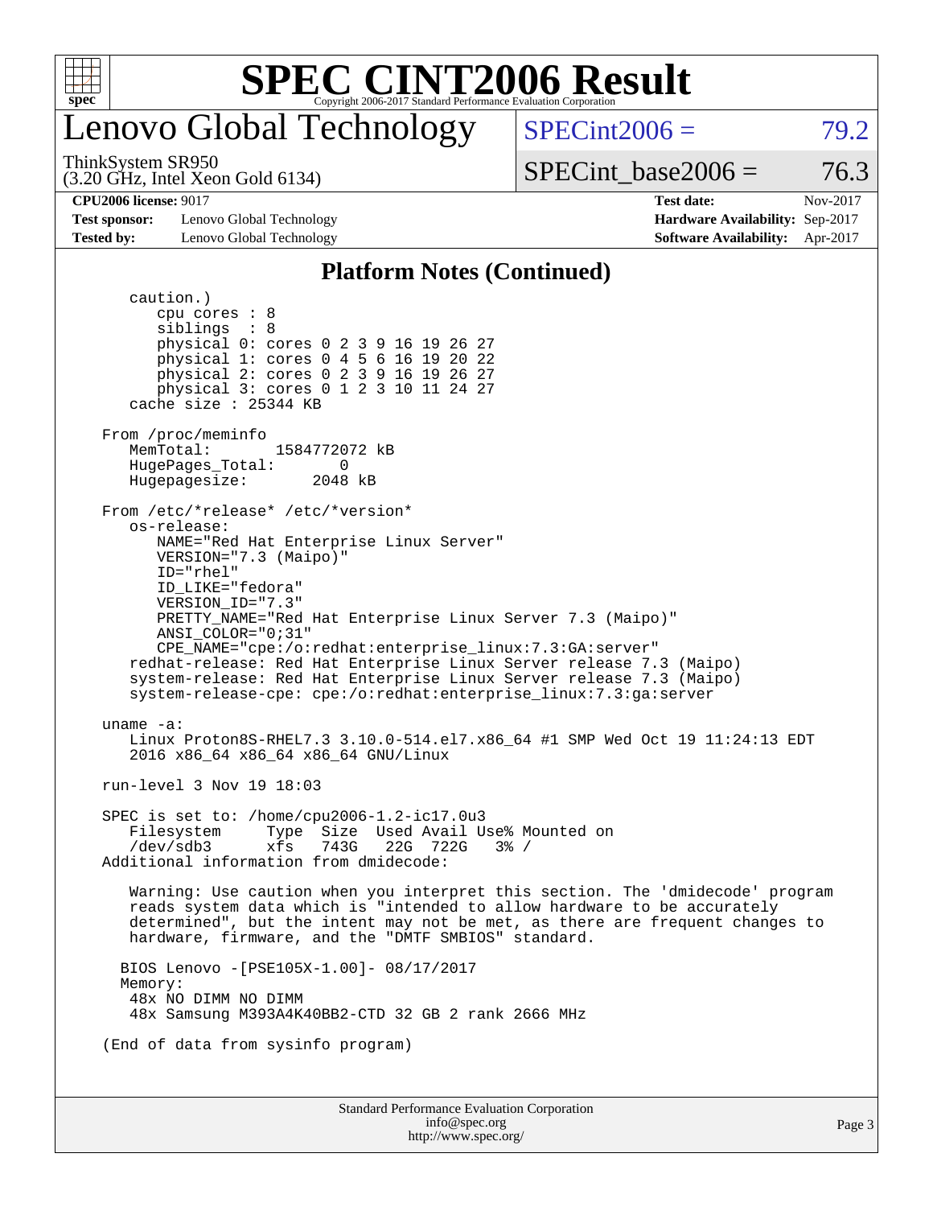# SPEC CINT2006 Result

Copyright 2006-2017 Standard Performance Evaluation Corporation

## Lenovo Global Technology

ThinkSystem SR950
(3.20 GHz, Intel Xeon Gold 6134)

SPECint2006 = 79.2

SPECint_base2006 = 76.3

| | | | |
|---|---|---|---|
| **CPU2006 license:** 9017 | | **Test date:** | Nov-2017 |
| **Test sponsor:** | Lenovo Global Technology | **Hardware Availability:** | Sep-2017 |
| **Tested by:** | Lenovo Global Technology | **Software Availability:** | Apr-2017 |

### Platform Notes (Continued)

```
      caution.)
         cpu cores : 8
         siblings  : 8
         physical 0: cores 0 2 3 9 16 19 26 27
         physical 1: cores 0 4 5 6 16 19 20 22
         physical 2: cores 0 2 3 9 16 19 26 27
         physical 3: cores 0 1 2 3 10 11 24 27
      cache size : 25344 KB

   From /proc/meminfo
      MemTotal:       1584772072 kB
      HugePages_Total:       0
      Hugepagesize:       2048 kB

   From /etc/*release* /etc/*version*
      os-release:
         NAME="Red Hat Enterprise Linux Server"
         VERSION="7.3 (Maipo)"
         ID="rhel"
         ID_LIKE="fedora"
         VERSION_ID="7.3"
         PRETTY_NAME="Red Hat Enterprise Linux Server 7.3 (Maipo)"
         ANSI_COLOR="0;31"
         CPE_NAME="cpe:/o:redhat:enterprise_linux:7.3:GA:server"
      redhat-release: Red Hat Enterprise Linux Server release 7.3 (Maipo)
      system-release: Red Hat Enterprise Linux Server release 7.3 (Maipo)
      system-release-cpe: cpe:/o:redhat:enterprise_linux:7.3:ga:server

   uname -a:
      Linux Proton8S-RHEL7.3 3.10.0-514.el7.x86_64 #1 SMP Wed Oct 19 11:24:13 EDT
      2016 x86_64 x86_64 x86_64 GNU/Linux

   run-level 3 Nov 19 18:03

   SPEC is set to: /home/cpu2006-1.2-ic17.0u3
      Filesystem     Type  Size  Used Avail Use% Mounted on
      /dev/sdb3      xfs   743G   22G  722G   3% /
   Additional information from dmidecode:

      Warning: Use caution when you interpret this section. The 'dmidecode' program
      reads system data which is "intended to allow hardware to be accurately
      determined", but the intent may not be met, as there are frequent changes to
      hardware, firmware, and the "DMTF SMBIOS" standard.

     BIOS Lenovo -[PSE105X-1.00]- 08/17/2017
     Memory:
      48x NO DIMM NO DIMM
      48x Samsung M393A4K40BB2-CTD 32 GB 2 rank 2666 MHz

   (End of data from sysinfo program)
```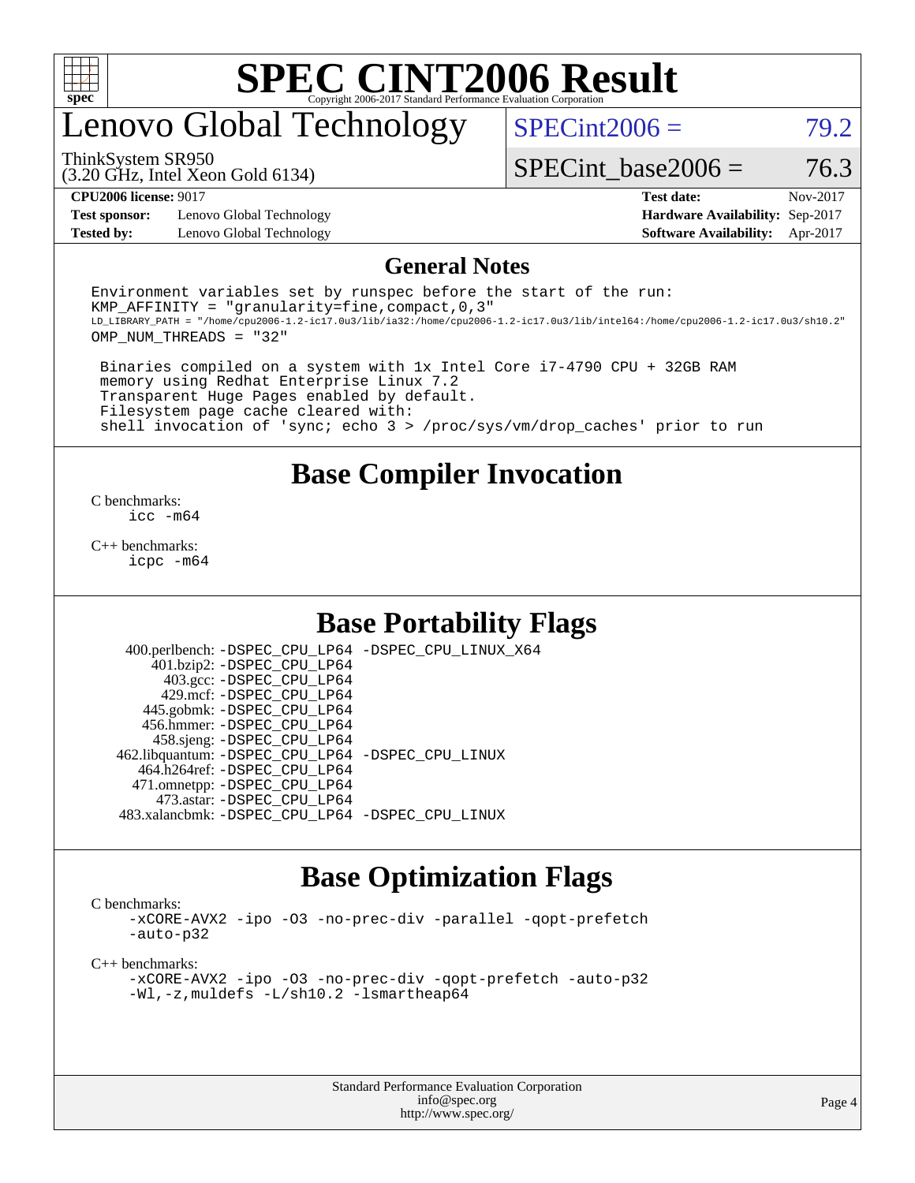# SPEC CINT2006 Result

## Lenovo Global Technology

ThinkSystem SR950
(3.20 GHz, Intel Xeon Gold 6134)

SPECint2006 = 79.2

SPECint_base2006 = 76.3

**CPU2006 license:** 9017
**Test sponsor:** Lenovo Global Technology
**Tested by:** Lenovo Global Technology

**Test date:** Nov-2017
**Hardware Availability:** Sep-2017
**Software Availability:** Apr-2017

## General Notes

```
Environment variables set by runspec before the start of the run:
KMP_AFFINITY = "granularity=fine,compact,0,3"
LD_LIBRARY_PATH = "/home/cpu2006-1.2-ic17.0u3/lib/ia32:/home/cpu2006-1.2-ic17.0u3/lib/intel64:/home/cpu2006-1.2-ic17.0u3/sh10.2"
OMP_NUM_THREADS = "32"

 Binaries compiled on a system with 1x Intel Core i7-4790 CPU + 32GB RAM
 memory using Redhat Enterprise Linux 7.2
 Transparent Huge Pages enabled by default.
 Filesystem page cache cleared with:
 shell invocation of 'sync; echo 3 > /proc/sys/vm/drop_caches' prior to run
```

## Base Compiler Invocation

C benchmarks:
```
icc -m64
```

C++ benchmarks:
```
icpc -m64
```

## Base Portability Flags

| Benchmark | Flags |
|---|---|
| 400.perlbench: | -DSPEC_CPU_LP64 -DSPEC_CPU_LINUX_X64 |
| 401.bzip2: | -DSPEC_CPU_LP64 |
| 403.gcc: | -DSPEC_CPU_LP64 |
| 429.mcf: | -DSPEC_CPU_LP64 |
| 445.gobmk: | -DSPEC_CPU_LP64 |
| 456.hmmer: | -DSPEC_CPU_LP64 |
| 458.sjeng: | -DSPEC_CPU_LP64 |
| 462.libquantum: | -DSPEC_CPU_LP64 -DSPEC_CPU_LINUX |
| 464.h264ref: | -DSPEC_CPU_LP64 |
| 471.omnetpp: | -DSPEC_CPU_LP64 |
| 473.astar: | -DSPEC_CPU_LP64 |
| 483.xalancbmk: | -DSPEC_CPU_LP64 -DSPEC_CPU_LINUX |

## Base Optimization Flags

C benchmarks:
```
-xCORE-AVX2 -ipo -O3 -no-prec-div -parallel -qopt-prefetch
-auto-p32
```

C++ benchmarks:
```
-xCORE-AVX2 -ipo -O3 -no-prec-div -qopt-prefetch -auto-p32
-Wl,-z,muldefs -L/sh10.2 -lsmartheap64
```

Standard Performance Evaluation Corporation
info@spec.org
http://www.spec.org/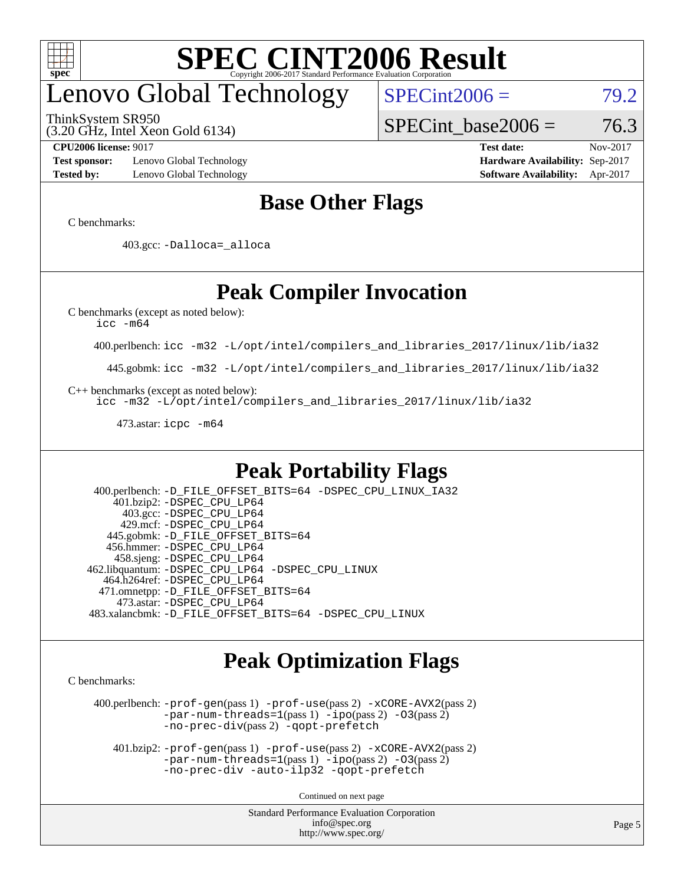# SPEC CINT2006 Result

Copyright 2006-2017 Standard Performance Evaluation Corporation

## Lenovo Global Technology

ThinkSystem SR950
(3.20 GHz, Intel Xeon Gold 6134)

SPECint2006 = 79.2

SPECint_base2006 = 76.3

| | | | |
|---|---|---|---|
| **CPU2006 license:** 9017 | | **Test date:** | Nov-2017 |
| **Test sponsor:** | Lenovo Global Technology | **Hardware Availability:** | Sep-2017 |
| **Tested by:** | Lenovo Global Technology | **Software Availability:** | Apr-2017 |

## Base Other Flags

C benchmarks:

403.gcc: `-Dalloca=_alloca`

## Peak Compiler Invocation

C benchmarks (except as noted below):
`icc -m64`

400.perlbench: `icc -m32 -L/opt/intel/compilers_and_libraries_2017/linux/lib/ia32`

445.gobmk: `icc -m32 -L/opt/intel/compilers_and_libraries_2017/linux/lib/ia32`

C++ benchmarks (except as noted below):
`icc -m32 -L/opt/intel/compilers_and_libraries_2017/linux/lib/ia32`

473.astar: `icpc -m64`

## Peak Portability Flags

400.perlbench: `-D_FILE_OFFSET_BITS=64 -DSPEC_CPU_LINUX_IA32`
401.bzip2: `-DSPEC_CPU_LP64`
403.gcc: `-DSPEC_CPU_LP64`
429.mcf: `-DSPEC_CPU_LP64`
445.gobmk: `-D_FILE_OFFSET_BITS=64`
456.hmmer: `-DSPEC_CPU_LP64`
458.sjeng: `-DSPEC_CPU_LP64`
462.libquantum: `-DSPEC_CPU_LP64 -DSPEC_CPU_LINUX`
464.h264ref: `-DSPEC_CPU_LP64`
471.omnetpp: `-D_FILE_OFFSET_BITS=64`
473.astar: `-DSPEC_CPU_LP64`
483.xalancbmk: `-D_FILE_OFFSET_BITS=64 -DSPEC_CPU_LINUX`

## Peak Optimization Flags

C benchmarks:

400.perlbench: `-prof-gen`(pass 1) `-prof-use`(pass 2) `-xCORE-AVX2`(pass 2) `-par-num-threads=1`(pass 1) `-ipo`(pass 2) `-O3`(pass 2) `-no-prec-div`(pass 2) `-qopt-prefetch`

401.bzip2: `-prof-gen`(pass 1) `-prof-use`(pass 2) `-xCORE-AVX2`(pass 2) `-par-num-threads=1`(pass 1) `-ipo`(pass 2) `-O3`(pass 2) `-no-prec-div -auto-ilp32 -qopt-prefetch`

Continued on next page

Standard Performance Evaluation Corporation
info@spec.org
http://www.spec.org/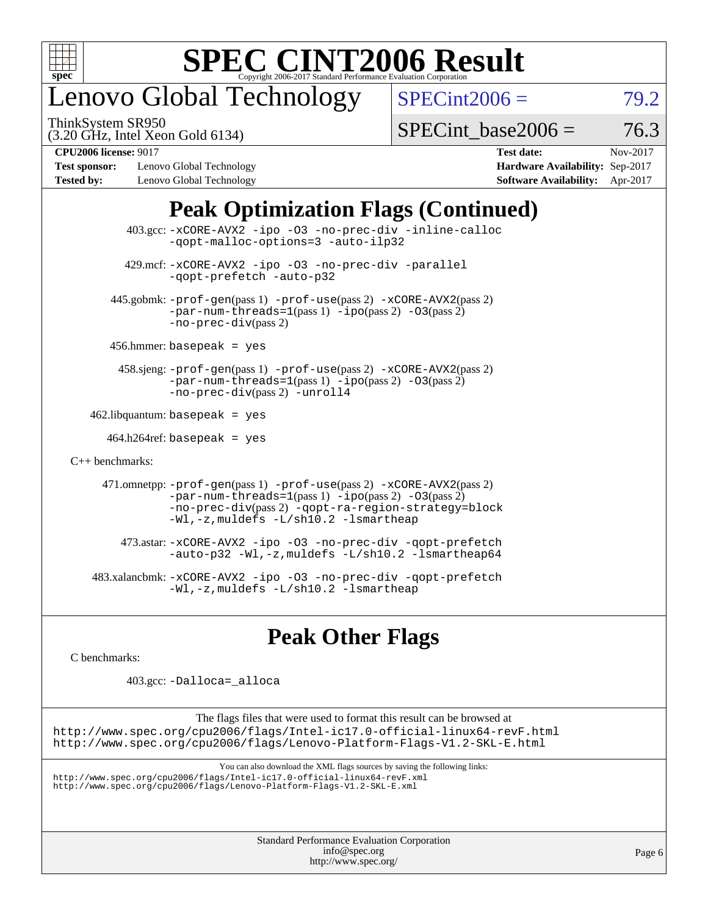# SPEC CINT2006 Result

Copyright 2006-2017 Standard Performance Evaluation Corporation

## Lenovo Global Technology

ThinkSystem SR950
(3.20 GHz, Intel Xeon Gold 6134)

SPECint2006 = 79.2

SPECint_base2006 = 76.3

| | | | |
|---|---|---|---|
| **CPU2006 license:** 9017 | | **Test date:** | Nov-2017 |
| **Test sponsor:** | Lenovo Global Technology | **Hardware Availability:** | Sep-2017 |
| **Tested by:** | Lenovo Global Technology | **Software Availability:** | Apr-2017 |

## Peak Optimization Flags (Continued)

403.gcc: -xCORE-AVX2 -ipo -O3 -no-prec-div -inline-calloc -qopt-malloc-options=3 -auto-ilp32

429.mcf: -xCORE-AVX2 -ipo -O3 -no-prec-div -parallel -qopt-prefetch -auto-p32

445.gobmk: -prof-gen(pass 1) -prof-use(pass 2) -xCORE-AVX2(pass 2) -par-num-threads=1(pass 1) -ipo(pass 2) -O3(pass 2) -no-prec-div(pass 2)

456.hmmer: basepeak = yes

458.sjeng: -prof-gen(pass 1) -prof-use(pass 2) -xCORE-AVX2(pass 2) -par-num-threads=1(pass 1) -ipo(pass 2) -O3(pass 2) -no-prec-div(pass 2) -unroll4

462.libquantum: basepeak = yes

464.h264ref: basepeak = yes

C++ benchmarks:

471.omnetpp: -prof-gen(pass 1) -prof-use(pass 2) -xCORE-AVX2(pass 2) -par-num-threads=1(pass 1) -ipo(pass 2) -O3(pass 2) -no-prec-div(pass 2) -qopt-ra-region-strategy=block -Wl,-z,muldefs -L/sh10.2 -lsmartheap

473.astar: -xCORE-AVX2 -ipo -O3 -no-prec-div -qopt-prefetch -auto-p32 -Wl,-z,muldefs -L/sh10.2 -lsmartheap64

483.xalancbmk: -xCORE-AVX2 -ipo -O3 -no-prec-div -qopt-prefetch -Wl,-z,muldefs -L/sh10.2 -lsmartheap

## Peak Other Flags

C benchmarks:

403.gcc: -Dalloca=_alloca

The flags files that were used to format this result can be browsed at
http://www.spec.org/cpu2006/flags/Intel-ic17.0-official-linux64-revF.html
http://www.spec.org/cpu2006/flags/Lenovo-Platform-Flags-V1.2-SKL-E.html

You can also download the XML flags sources by saving the following links:
http://www.spec.org/cpu2006/flags/Intel-ic17.0-official-linux64-revF.xml
http://www.spec.org/cpu2006/flags/Lenovo-Platform-Flags-V1.2-SKL-E.xml

Standard Performance Evaluation Corporation
info@spec.org
http://www.spec.org/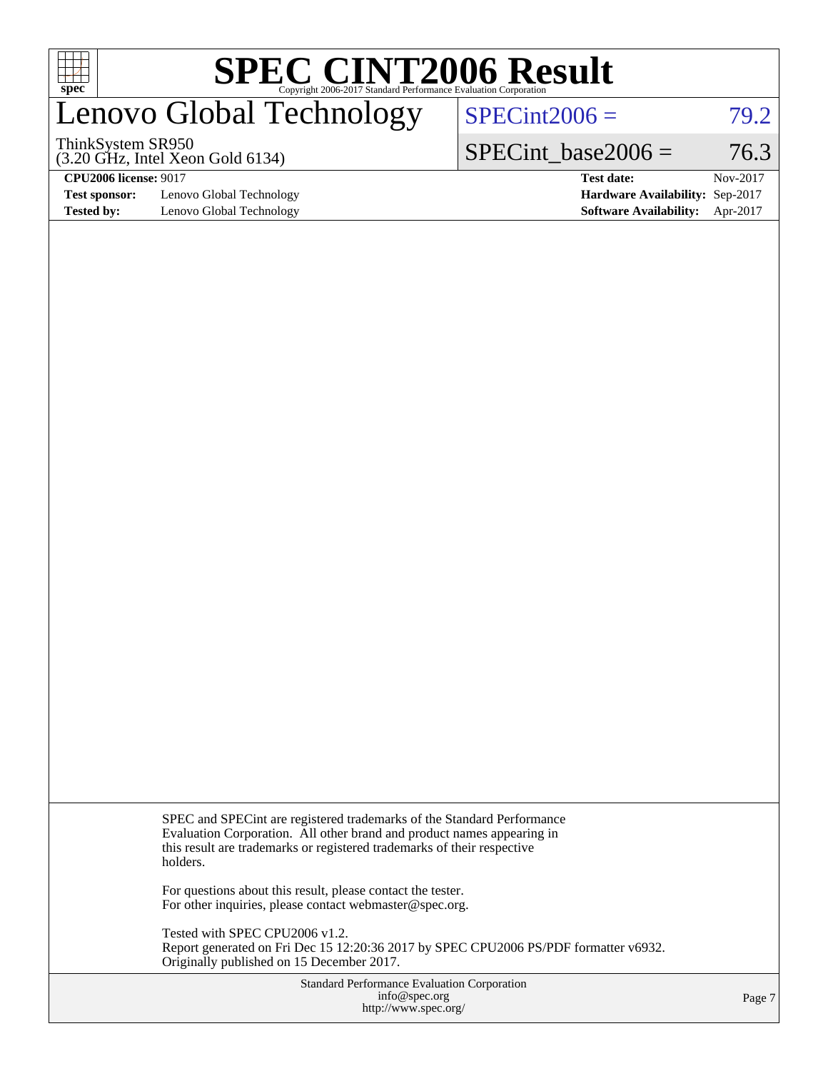SPEC and SPECint are registered trademarks of the Standard Performance Evaluation Corporation. All other brand and product names appearing in this result are trademarks or registered trademarks of their respective holders.

For questions about this result, please contact the tester.
For other inquiries, please contact webmaster@spec.org.

Tested with SPEC CPU2006 v1.2.
Report generated on Fri Dec 15 12:20:36 2017 by SPEC CPU2006 PS/PDF formatter v6932.
Originally published on 15 December 2017.